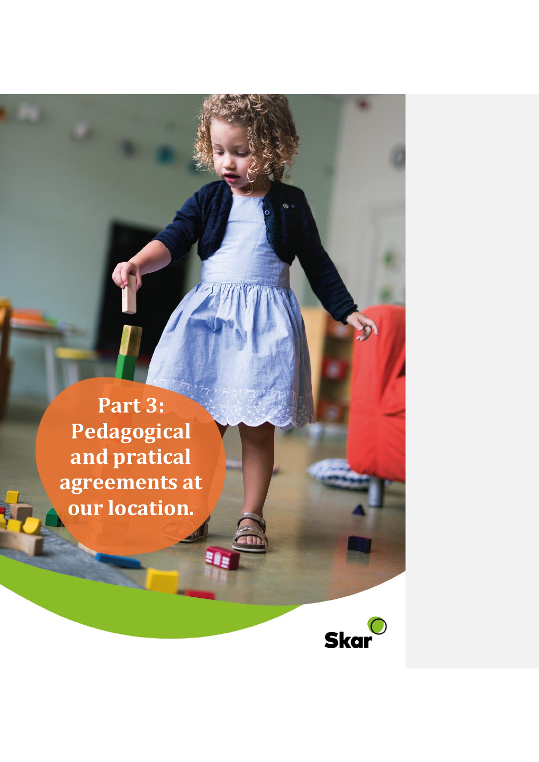# Part 3: Pedagogical and pratical agreements at our location.

Skar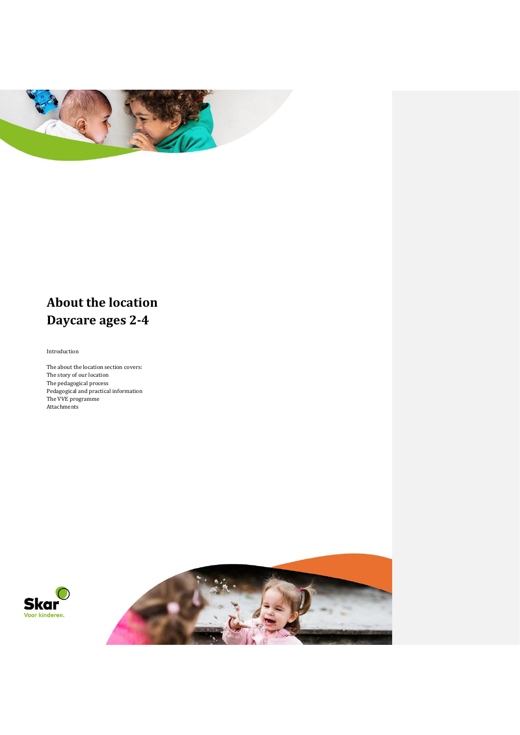# About the location
# Daycare ages 2-4

Introduction

The about the location section covers:
The story of our location
The pedagogical process
Pedagogical and practical information
The VVE programme
Attachments

Skar
Voor kinderen.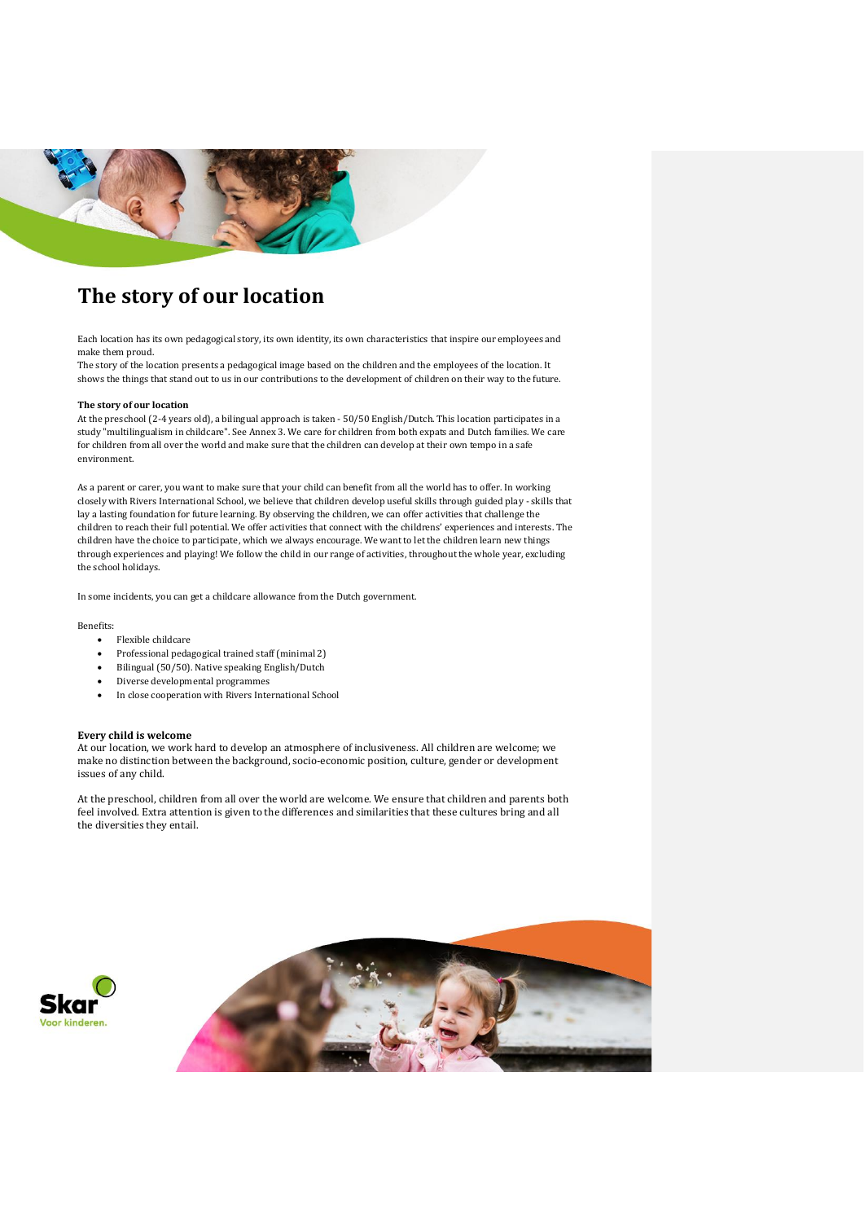# The story of our location

Each location has its own pedagogical story, its own identity, its own characteristics that inspire our employees and make them proud.
The story of the location presents a pedagogical image based on the children and the employees of the location. It shows the things that stand out to us in our contributions to the development of children on their way to the future.

**The story of our location**
At the preschool (2-4 years old), a bilingual approach is taken - 50/50 English/Dutch. This location participates in a study "multilingualism in childcare". See Annex 3. We care for children from both expats and Dutch families. We care for children from all over the world and make sure that the children can develop at their own tempo in a safe environment.

As a parent or carer, you want to make sure that your child can benefit from all the world has to offer. In working closely with Rivers International School, we believe that children develop useful skills through guided play - skills that lay a lasting foundation for future learning. By observing the children, we can offer activities that challenge the children to reach their full potential. We offer activities that connect with the childrens' experiences and interests. The children have the choice to participate, which we always encourage. We want to let the children learn new things through experiences and playing! We follow the child in our range of activities, throughout the whole year, excluding the school holidays.

In some incidents, you can get a childcare allowance from the Dutch government.

Benefits:

- Flexible childcare
- Professional pedagogical trained staff (minimal 2)
- Bilingual (50/50). Native speaking English/Dutch
- Diverse developmental programmes
- In close cooperation with Rivers International School

**Every child is welcome**
At our location, we work hard to develop an atmosphere of inclusiveness. All children are welcome; we make no distinction between the background, socio-economic position, culture, gender or development issues of any child.

At the preschool, children from all over the world are welcome. We ensure that children and parents both feel involved. Extra attention is given to the differences and similarities that these cultures bring and all the diversities they entail.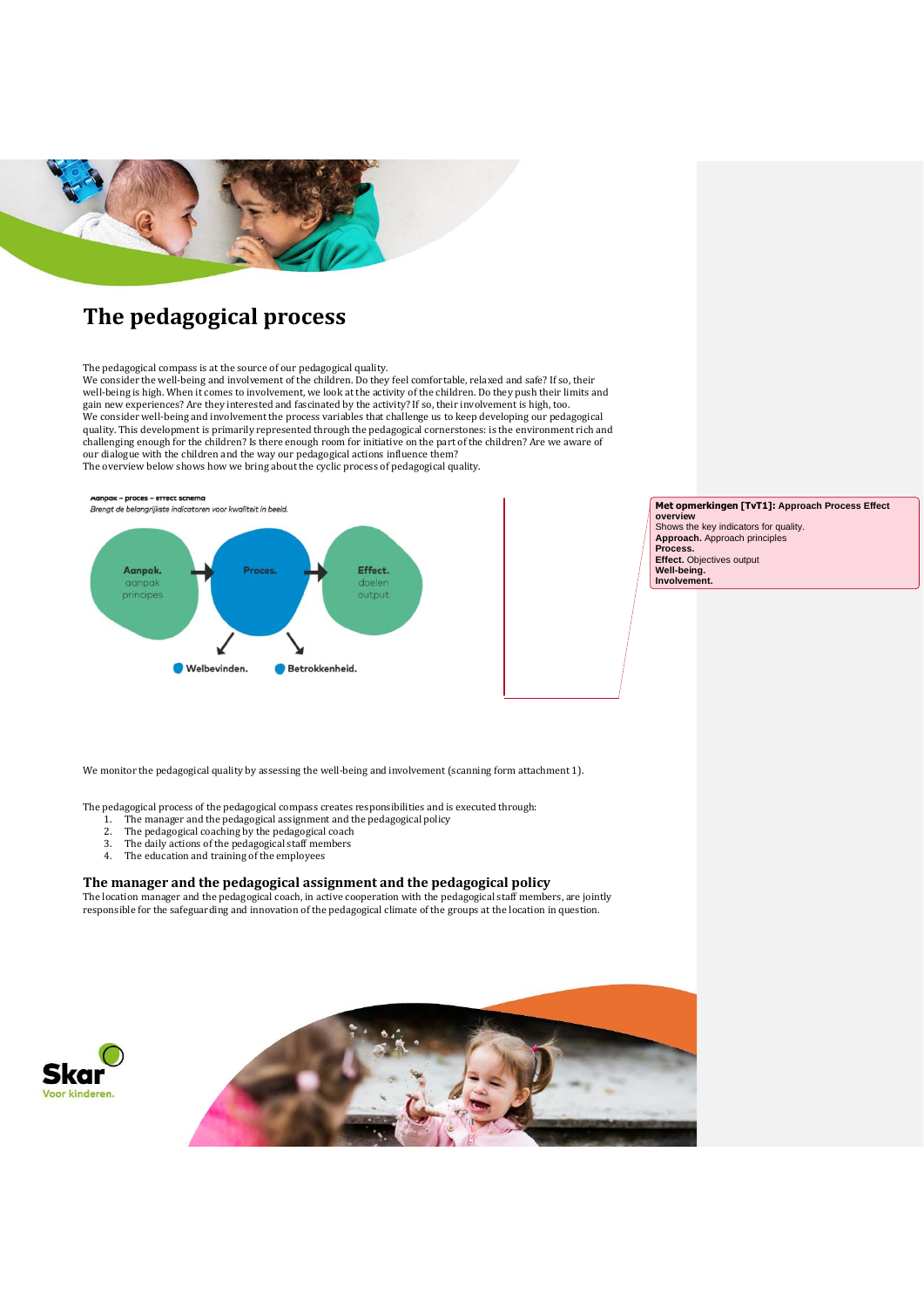# The pedagogical process

The pedagogical compass is at the source of our pedagogical quality.
We consider the well-being and involvement of the children. Do they feel comfortable, relaxed and safe? If so, their well-being is high. When it comes to involvement, we look at the activity of the children. Do they push their limits and gain new experiences? Are they interested and fascinated by the activity? If so, their involvement is high, too.
We consider well-being and involvement the process variables that challenge us to keep developing our pedagogical quality. This development is primarily represented through the pedagogical cornerstones: is the environment rich and challenging enough for the children? Is there enough room for initiative on the part of the children? Are we aware of our dialogue with the children and the way our pedagogical actions influence them?
The overview below shows how we bring about the cyclic process of pedagogical quality.

Aanpak – proces – effect schema
*Brengt de belangrijkste indicatoren voor kwaliteit in beeld.*

**Aanpak.** aanpak principes → **Proces.** → **Effect.** doelen output

**Welbevinden.** **Betrokkenheid.**

> **Met opmerkingen [TvT1]:** Approach Process Effect overview
> Shows the key indicators for quality.
> **Approach.** Approach principles
> **Process.**
> **Effect.** Objectives output
> **Well-being.**
> **Involvement.**

We monitor the pedagogical quality by assessing the well-being and involvement (scanning form attachment 1).

The pedagogical process of the pedagogical compass creates responsibilities and is executed through:

1. The manager and the pedagogical assignment and the pedagogical policy
2. The pedagogical coaching by the pedagogical coach
3. The daily actions of the pedagogical staff members
4. The education and training of the employees

## The manager and the pedagogical assignment and the pedagogical policy

The location manager and the pedagogical coach, in active cooperation with the pedagogical staff members, are jointly responsible for the safeguarding and innovation of the pedagogical climate of the groups at the location in question.

Skar
Voor kinderen.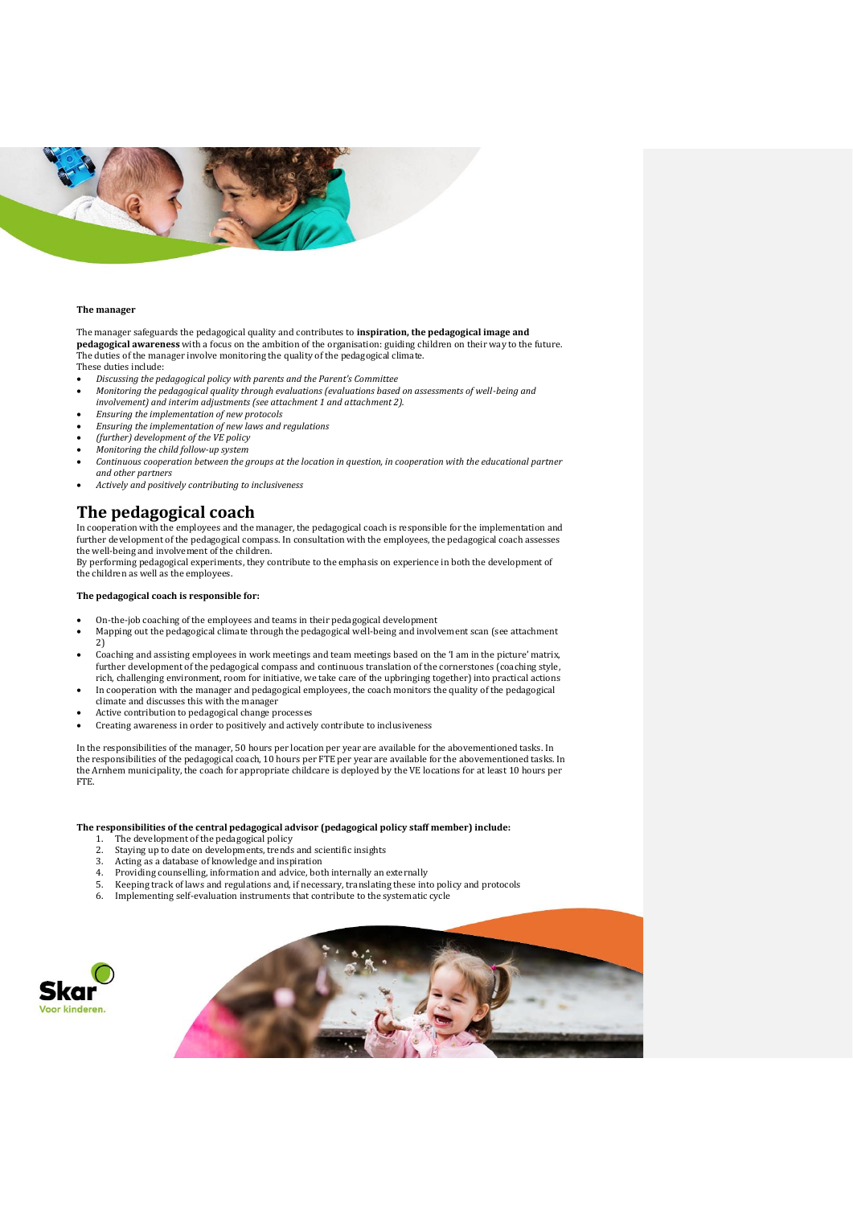**The manager**

The manager safeguards the pedagogical quality and contributes to **inspiration, the pedagogical image and pedagogical awareness** with a focus on the ambition of the organisation: guiding children on their way to the future. The duties of the manager involve monitoring the quality of the pedagogical climate.
These duties include:

- *Discussing the pedagogical policy with parents and the Parent's Committee*
- *Monitoring the pedagogical quality through evaluations (evaluations based on assessments of well-being and involvement) and interim adjustments (see attachment 1 and attachment 2).*
- *Ensuring the implementation of new protocols*
- *Ensuring the implementation of new laws and regulations*
- *(further) development of the VE policy*
- *Monitoring the child follow-up system*
- *Continuous cooperation between the groups at the location in question, in cooperation with the educational partner and other partners*
- *Actively and positively contributing to inclusiveness*

## The pedagogical coach

In cooperation with the employees and the manager, the pedagogical coach is responsible for the implementation and further development of the pedagogical compass. In consultation with the employees, the pedagogical coach assesses the well-being and involvement of the children.
By performing pedagogical experiments, they contribute to the emphasis on experience in both the development of the children as well as the employees.

**The pedagogical coach is responsible for:**

- On-the-job coaching of the employees and teams in their pedagogical development
- Mapping out the pedagogical climate through the pedagogical well-being and involvement scan (see attachment 2)
- Coaching and assisting employees in work meetings and team meetings based on the 'I am in the picture' matrix, further development of the pedagogical compass and continuous translation of the cornerstones (coaching style, rich, challenging environment, room for initiative, we take care of the upbringing together) into practical actions
- In cooperation with the manager and pedagogical employees, the coach monitors the quality of the pedagogical climate and discusses this with the manager
- Active contribution to pedagogical change processes
- Creating awareness in order to positively and actively contribute to inclusiveness

In the responsibilities of the manager, 50 hours per location per year are available for the abovementioned tasks. In the responsibilities of the pedagogical coach, 10 hours per FTE per year are available for the abovementioned tasks. In the Arnhem municipality, the coach for appropriate childcare is deployed by the VE locations for at least 10 hours per FTE.

**The responsibilities of the central pedagogical advisor (pedagogical policy staff member) include:**

1. The development of the pedagogical policy
2. Staying up to date on developments, trends and scientific insights
3. Acting as a database of knowledge and inspiration
4. Providing counselling, information and advice, both internally an externally
5. Keeping track of laws and regulations and, if necessary, translating these into policy and protocols
6. Implementing self-evaluation instruments that contribute to the systematic cycle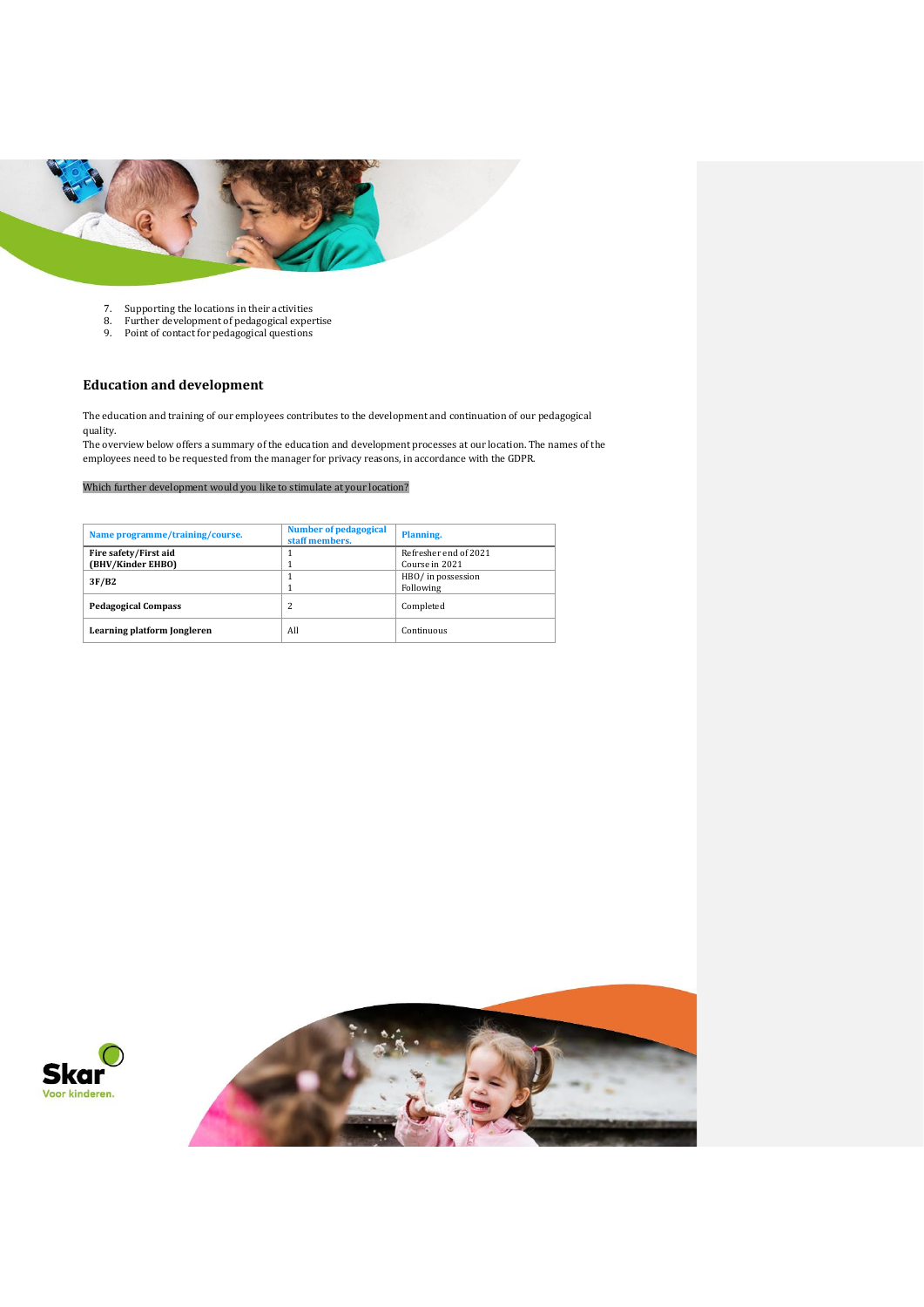7. Supporting the locations in their activities
8. Further development of pedagogical expertise
9. Point of contact for pedagogical questions

## Education and development

The education and training of our employees contributes to the development and continuation of our pedagogical quality.
The overview below offers a summary of the education and development processes at our location. The names of the employees need to be requested from the manager for privacy reasons, in accordance with the GDPR.

Which further development would you like to stimulate at your location?

| Name programme/training/course. | Number of pedagogical staff members. | Planning. |
|---|---|---|
| **Fire safety/First aid (BHV/Kinder EHBO)** | 1<br>1 | Refresher end of 2021<br>Course in 2021 |
| **3F/B2** | 1<br>1 | HBO/ in possession<br>Following |
| **Pedagogical Compass** | 2 | Completed |
| **Learning platform Jongleren** | All | Continuous |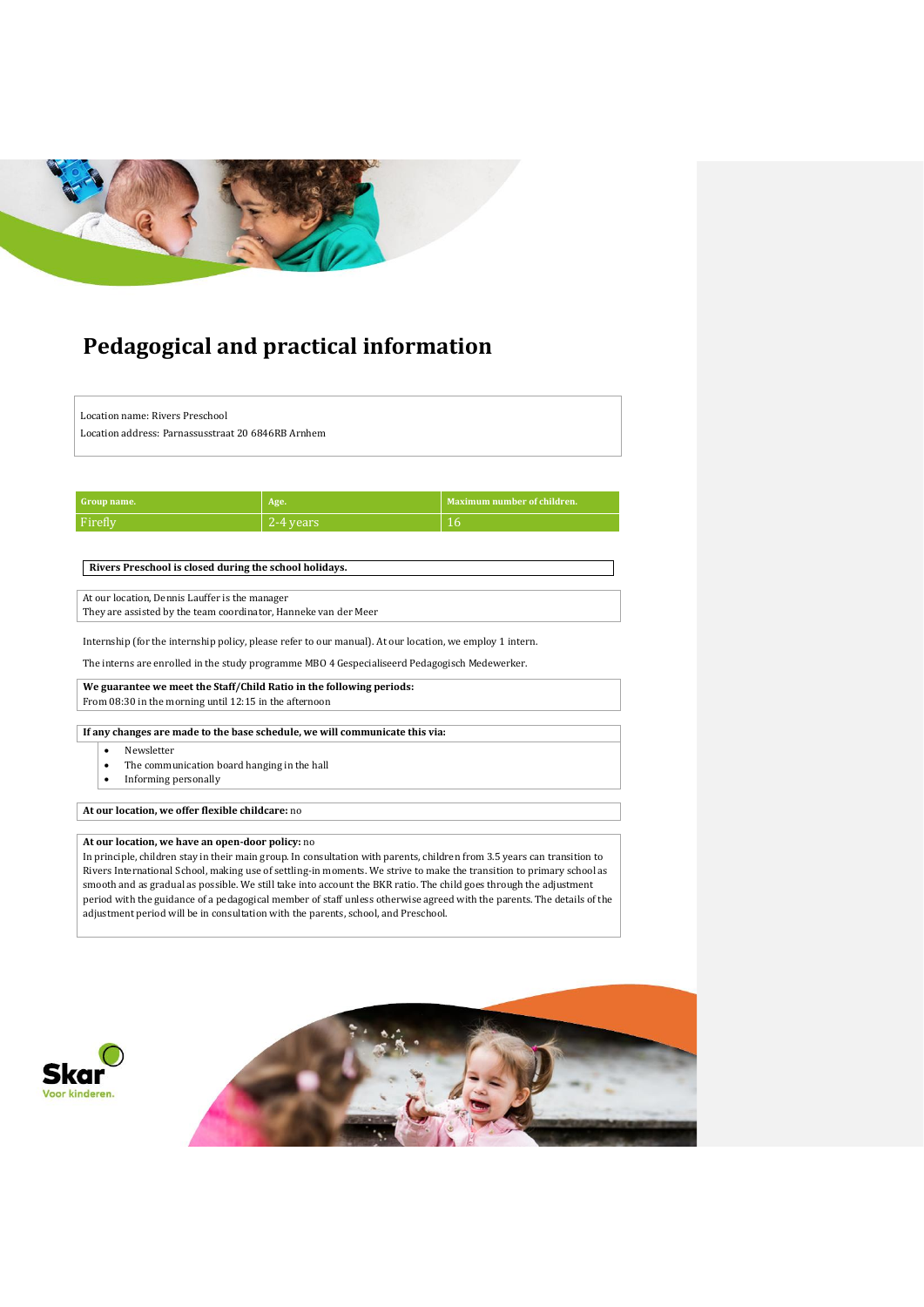# Pedagogical and practical information

Location name: Rivers Preschool

Location address: Parnassusstraat 20 6846RB Arnhem

| Group name. | Age. | Maximum number of children. |
| --- | --- | --- |
| Firefly | 2-4 years | 16 |

**Rivers Preschool is closed during the school holidays.**

At our location, Dennis Lauffer is the manager
They are assisted by the team coordinator, Hanneke van der Meer

Internship (for the internship policy, please refer to our manual). At our location, we employ 1 intern.

The interns are enrolled in the study programme MBO 4 Gespecialiseerd Pedagogisch Medewerker.

**We guarantee we meet the Staff/Child Ratio in the following periods:**
From 08:30 in the morning until 12:15 in the afternoon

**If any changes are made to the base schedule, we will communicate this via:**

- Newsletter
- The communication board hanging in the hall
- Informing personally

**At our location, we offer flexible childcare:** no

**At our location, we have an open-door policy:** no
In principle, children stay in their main group. In consultation with parents, children from 3.5 years can transition to Rivers International School, making use of settling-in moments. We strive to make the transition to primary school as smooth and as gradual as possible. We still take into account the BKR ratio. The child goes through the adjustment period with the guidance of a pedagogical member of staff unless otherwise agreed with the parents. The details of the adjustment period will be in consultation with the parents, school, and Preschool.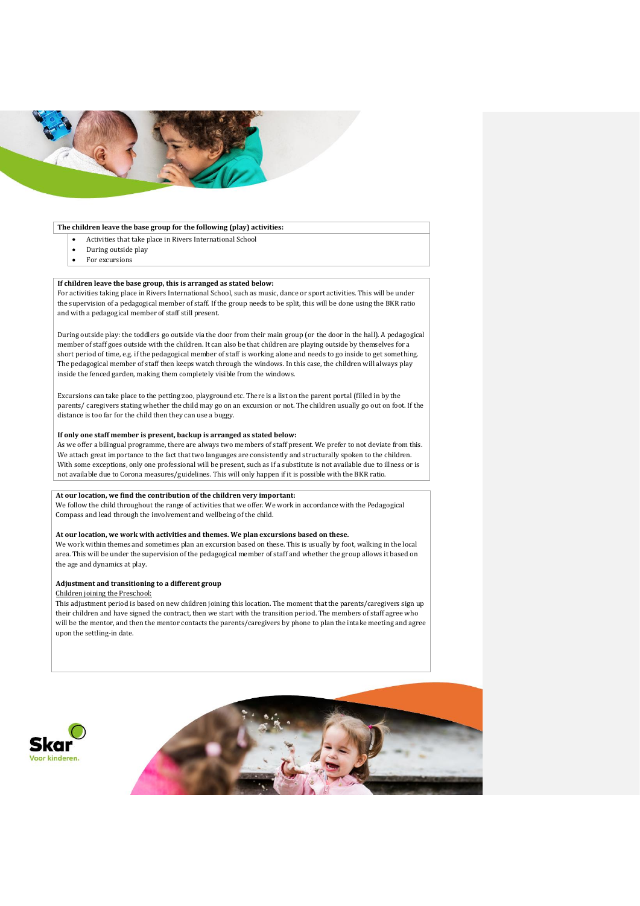**The children leave the base group for the following (play) activities:**

- Activities that take place in Rivers International School
- During outside play
- For excursions

**If children leave the base group, this is arranged as stated below:**

For activities taking place in Rivers International School, such as music, dance or sport activities. This will be under the supervision of a pedagogical member of staff. If the group needs to be split, this will be done using the BKR ratio and with a pedagogical member of staff still present.

During outside play: the toddlers go outside via the door from their main group (or the door in the hall). A pedagogical member of staff goes outside with the children. It can also be that children are playing outside by themselves for a short period of time, e.g. if the pedagogical member of staff is working alone and needs to go inside to get something. The pedagogical member of staff then keeps watch through the windows. In this case, the children will always play inside the fenced garden, making them completely visible from the windows.

Excursions can take place to the petting zoo, playground etc. There is a list on the parent portal (filled in by the parents/ caregivers stating whether the child may go on an excursion or not. The children usually go out on foot. If the distance is too far for the child then they can use a buggy.

**If only one staff member is present, backup is arranged as stated below:**

As we offer a bilingual programme, there are always two members of staff present. We prefer to not deviate from this. We attach great importance to the fact that two languages are consistently and structurally spoken to the children. With some exceptions, only one professional will be present, such as if a substitute is not available due to illness or is not available due to Corona measures/guidelines. This will only happen if it is possible with the BKR ratio.

**At our location, we find the contribution of the children very important:**

We follow the child throughout the range of activities that we offer. We work in accordance with the Pedagogical Compass and lead through the involvement and wellbeing of the child.

**At our location, we work with activities and themes. We plan excursions based on these.**

We work within themes and sometimes plan an excursion based on these. This is usually by foot, walking in the local area. This will be under the supervision of the pedagogical member of staff and whether the group allows it based on the age and dynamics at play.

**Adjustment and transitioning to a different group**

Children joining the Preschool:

This adjustment period is based on new children joining this location. The moment that the parents/caregivers sign up their children and have signed the contract, then we start with the transition period. The members of staff agree who will be the mentor, and then the mentor contacts the parents/caregivers by phone to plan the intake meeting and agree upon the settling-in date.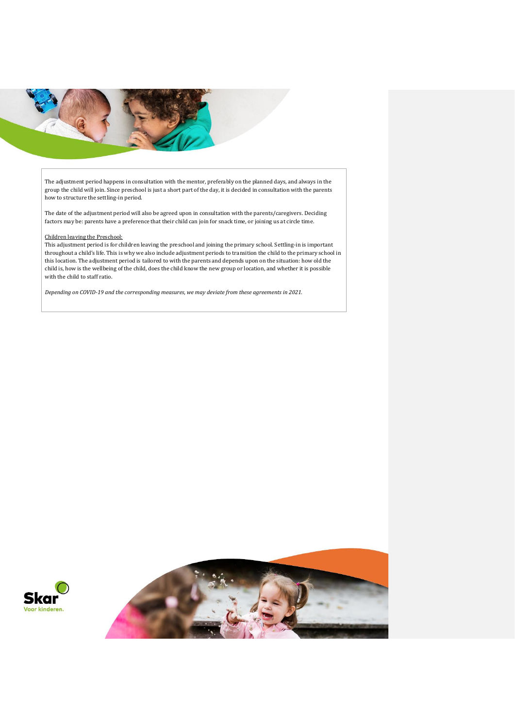The adjustment period happens in consultation with the mentor, preferably on the planned days, and always in the group the child will join. Since preschool is just a short part of the day, it is decided in consultation with the parents how to structure the settling-in period.

The date of the adjustment period will also be agreed upon in consultation with the parents/caregivers. Deciding factors may be: parents have a preference that their child can join for snack time, or joining us at circle time.

<u>Children leaving the Preschool:</u>
This adjustment period is for children leaving the preschool and joining the primary school. Settling-in is important throughout a child's life. This is why we also include adjustment periods to transition the child to the primary school in this location. The adjustment period is tailored to with the parents and depends upon on the situation: how old the child is, how is the wellbeing of the child, does the child know the new group or location, and whether it is possible with the child to staff ratio.

*Depending on COVID-19 and the corresponding measures, we may deviate from these agreements in 2021.*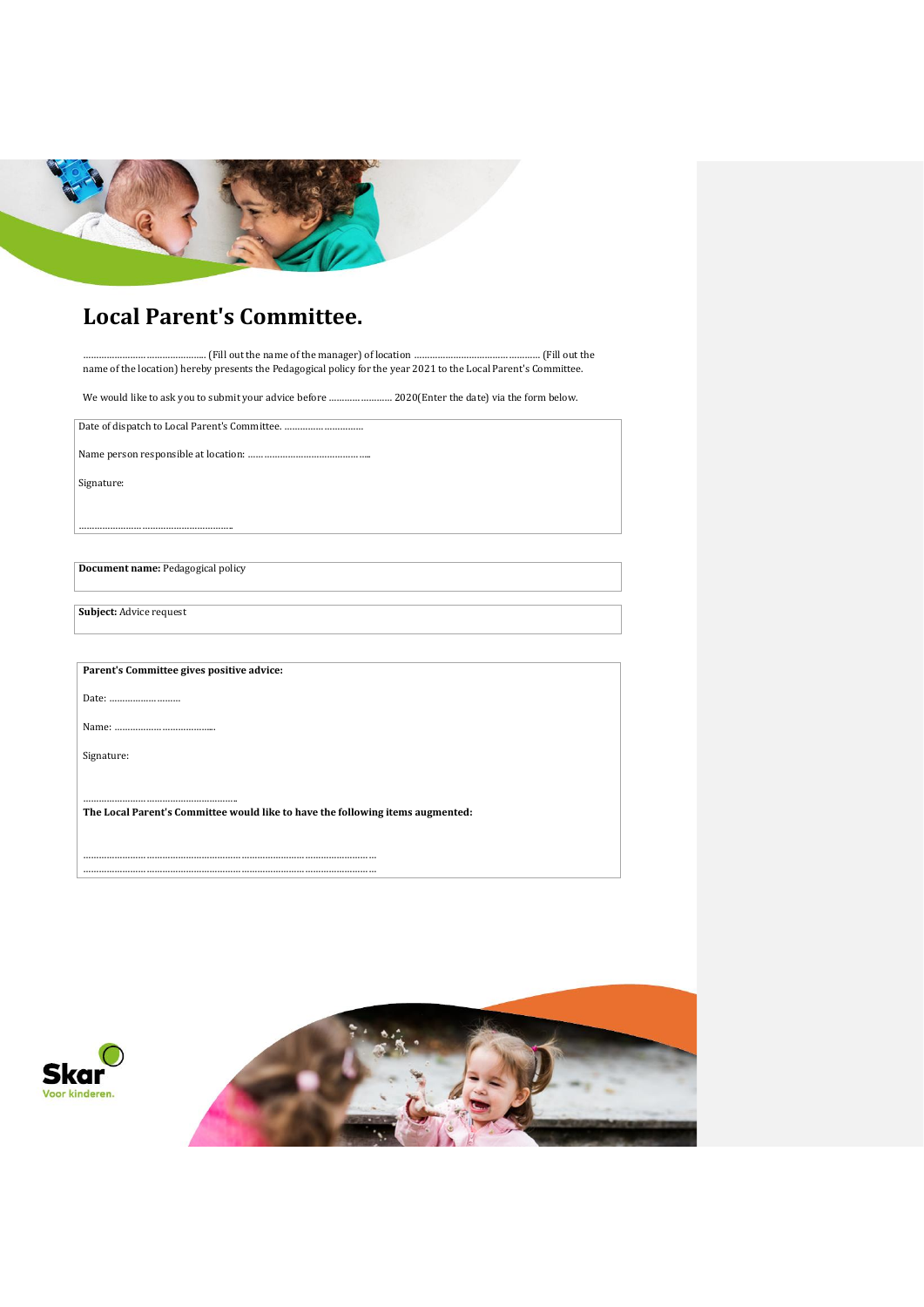# Local Parent's Committee.

……………………………………… (Fill out the name of the manager) of location ……………………………………….. (Fill out the name of the location) hereby presents the Pedagogical policy for the year 2021 to the Local Parent's Committee.

We would like to ask you to submit your advice before ……………………. 2020(Enter the date) via the form below.

Date of dispatch to Local Parent's Committee. ……………………………

Name person responsible at location: ……………………………………………

Signature:

………………………………………………………

**Document name:** Pedagogical policy

**Subject:** Advice request

**Parent's Committee gives positive advice:**

Date: ………………………

Name: ………………………………….

Signature:

……………………………………………………….

**The Local Parent's Committee would like to have the following items augmented:**

…………………………………………………………………………………………………………

…………………………………………………………………………………………………………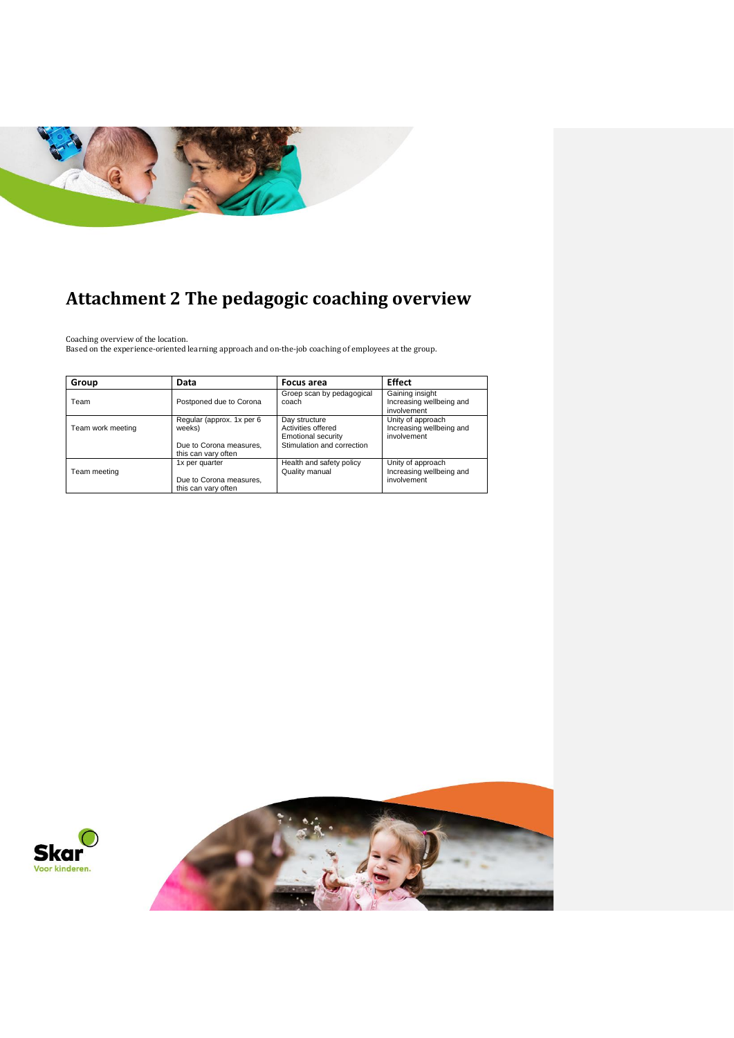# Attachment 2 The pedagogic coaching overview

Coaching overview of the location.
Based on the experience-oriented learning approach and on-the-job coaching of employees at the group.

| Group | Data | Focus area | Effect |
|---|---|---|---|
| Team | Postponed due to Corona | Groep scan by pedagogical coach | Gaining insight<br>Increasing wellbeing and involvement |
| Team work meeting | Regular (approx. 1x per 6 weeks)<br><br>Due to Corona measures, this can vary often | Day structure<br>Activities offered<br>Emotional security<br>Stimulation and correction | Unity of approach<br>Increasing wellbeing and involvement |
| Team meeting | 1x per quarter<br><br>Due to Corona measures, this can vary often | Health and safety policy<br>Quality manual | Unity of approach<br>Increasing wellbeing and involvement |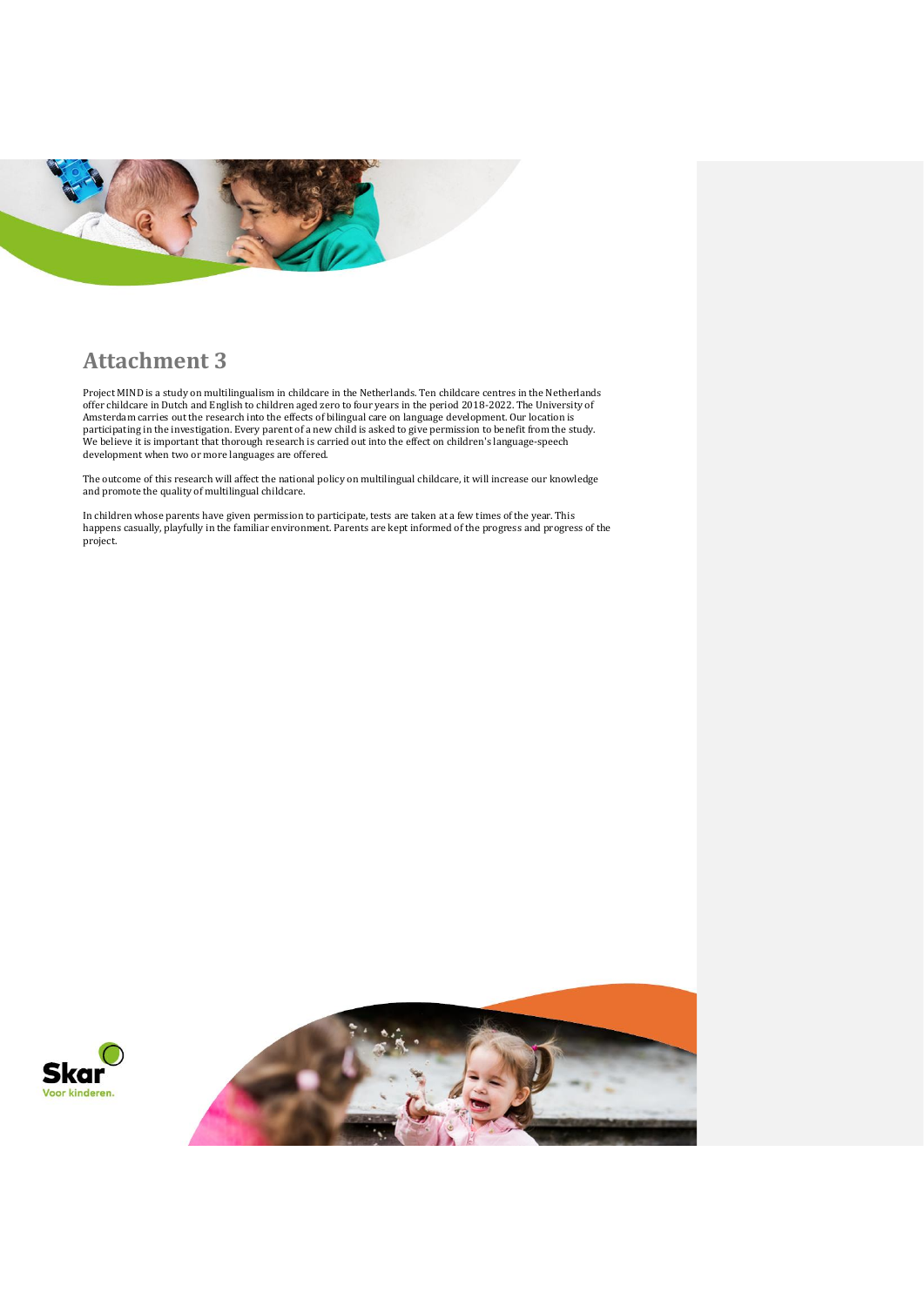# Attachment 3

Project MIND is a study on multilingualism in childcare in the Netherlands. Ten childcare centres in the Netherlands offer childcare in Dutch and English to children aged zero to four years in the period 2018-2022. The University of Amsterdam carries out the research into the effects of bilingual care on language development. Our location is participating in the investigation. Every parent of a new child is asked to give permission to benefit from the study. We believe it is important that thorough research is carried out into the effect on children's language-speech development when two or more languages are offered.

The outcome of this research will affect the national policy on multilingual childcare, it will increase our knowledge and promote the quality of multilingual childcare.

In children whose parents have given permission to participate, tests are taken at a few times of the year. This happens casually, playfully in the familiar environment. Parents are kept informed of the progress and progress of the project.

Skar
Voor kinderen.